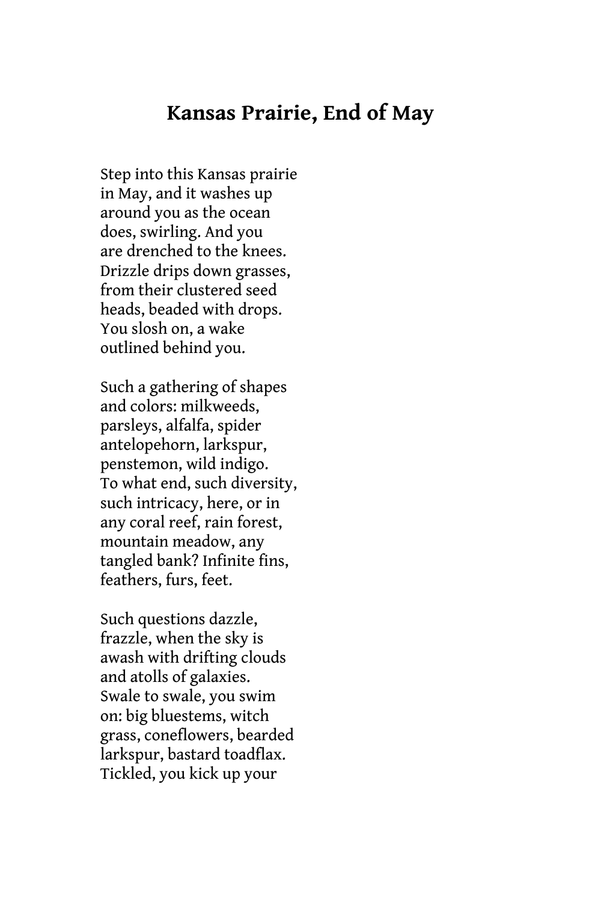# Kansas Prairie, End of May

Step into this Kansas prairie  
in May, and it washes up  
around you as the ocean  
does, swirling. And you  
are drenched to the knees.  
Drizzle drips down grasses,  
from their clustered seed  
heads, beaded with drops.  
You slosh on, a wake  
outlined behind you.

Such a gathering of shapes  
and colors: milkweeds,  
parsleys, alfalfa, spider  
antelopehorn, larkspur,  
penstemon, wild indigo.  
To what end, such diversity,  
such intricacy, here, or in  
any coral reef, rain forest,  
mountain meadow, any  
tangled bank? Infinite fins,  
feathers, furs, feet.

Such questions dazzle,  
frazzle, when the sky is  
awash with drifting clouds  
and atolls of galaxies.  
Swale to swale, you swim  
on: big bluestems, witch  
grass, coneflowers, bearded  
larkspur, bastard toadflax.  
Tickled, you kick up your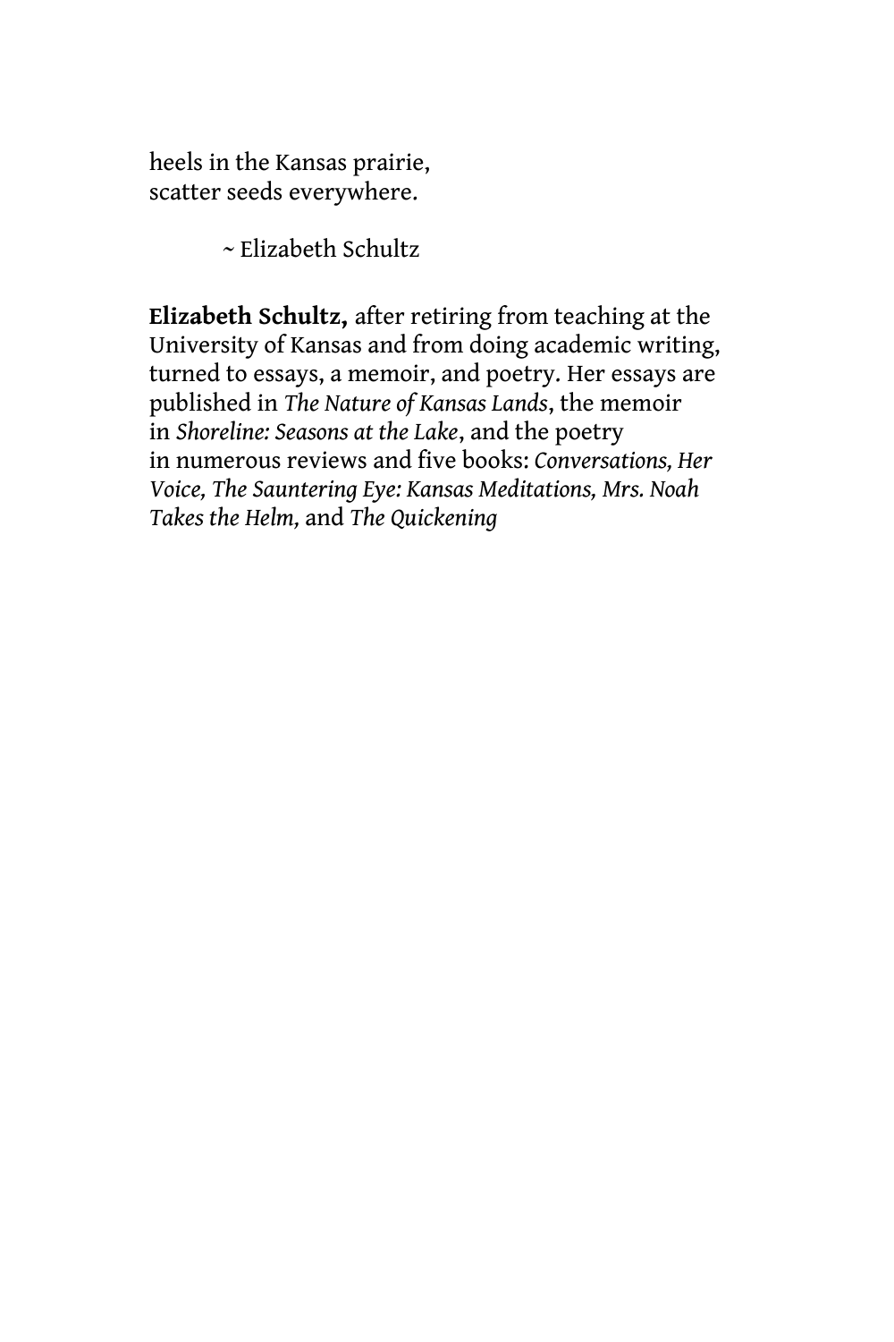heels in the Kansas prairie,  
scatter seeds everywhere.

~ Elizabeth Schultz

**Elizabeth Schultz,** after retiring from teaching at the University of Kansas and from doing academic writing, turned to essays, a memoir, and poetry. Her essays are published in *The Nature of Kansas Lands*, the memoir in *Shoreline: Seasons at the Lake*, and the poetry in numerous reviews and five books: *Conversations, Her Voice, The Sauntering Eye: Kansas Meditations, Mrs. Noah Takes the Helm,* and *The Quickening*